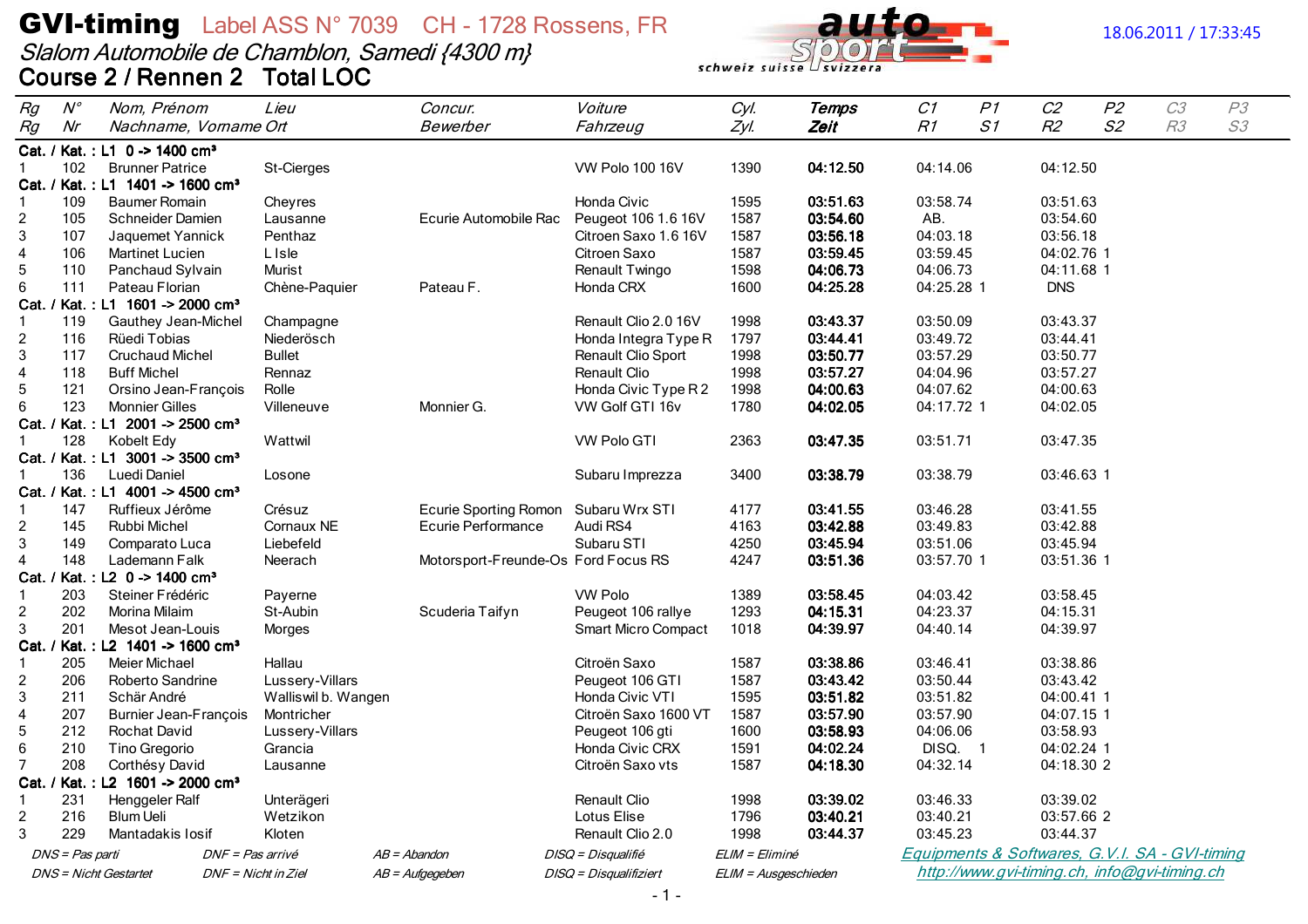# GVI-timing Label ASS N° 7039 CH - 1728 Rossens, FR

18.06.2011 / 17:33:45

*Slalom Automobile de Chamblon, Samedi {4300 m}*

## Course 2 / Rennen 2 Total LOC

| Rg<br>Rg | N°<br>Nr | Nom, Prénom<br>Nachname, Vorname | Lieu<br>Ort | Concur.<br>Bewerber | Voiture<br>Fahrzeug | Cyl.<br>Zyl. | Temps<br>Zeit | C1<br>R1 | P1<br>S1 | C2<br>R2 | P2<br>S2 | C3<br>R3 | P3<br>S3 |
|---|---|---|---|---|---|---|---|---|---|---|---|---|---|
| **Cat. / Kat. : L1 0 -> 1400 cm³** | | | | | | | | | | | | | |
| 1 | 102 | Brunner Patrice | St-Cierges | | VW Polo 100 16V | 1390 | **04:12.50** | 04:14.06 | | 04:12.50 | | | |
| **Cat. / Kat. : L1 1401 -> 1600 cm³** | | | | | | | | | | | | | |
| 1 | 109 | Baumer Romain | Cheyres | | Honda Civic | 1595 | **03:51.63** | 03:58.74 | | 03:51.63 | | | |
| 2 | 105 | Schneider Damien | Lausanne | Ecurie Automobile Rac | Peugeot 106 1.6 16V | 1587 | **03:54.60** | AB. | | 03:54.60 | | | |
| 3 | 107 | Jaquemet Yannick | Penthaz | | Citroen Saxo 1.6 16V | 1587 | **03:56.18** | 04:03.18 | | 03:56.18 | | | |
| 4 | 106 | Martinet Lucien | L Isle | | Citroen Saxo | 1587 | **03:59.45** | 03:59.45 | | 04:02.76 | 1 | | |
| 5 | 110 | Panchaud Sylvain | Murist | | Renault Twingo | 1598 | **04:06.73** | 04:06.73 | | 04:11.68 | 1 | | |
| 6 | 111 | Pateau Florian | Chène-Paquier | Pateau F. | Honda CRX | 1600 | **04:25.28** | 04:25.28 | 1 | DNS | | | |
| **Cat. / Kat. : L1 1601 -> 2000 cm³** | | | | | | | | | | | | | |
| 1 | 119 | Gauthey Jean-Michel | Champagne | | Renault Clio 2.0 16V | 1998 | **03:43.37** | 03:50.09 | | 03:43.37 | | | |
| 2 | 116 | Rüedi Tobias | Niederösch | | Honda Integra Type R | 1797 | **03:44.41** | 03:49.72 | | 03:44.41 | | | |
| 3 | 117 | Cruchaud Michel | Bullet | | Renault Clio Sport | 1998 | **03:50.77** | 03:57.29 | | 03:50.77 | | | |
| 4 | 118 | Buff Michel | Rennaz | | Renault Clio | 1998 | **03:57.27** | 04:04.96 | | 03:57.27 | | | |
| 5 | 121 | Orsino Jean-François | Rolle | | Honda Civic Type R 2 | 1998 | **04:00.63** | 04:07.62 | | 04:00.63 | | | |
| 6 | 123 | Monnier Gilles | Villeneuve | Monnier G. | VW Golf GTI 16v | 1780 | **04:02.05** | 04:17.72 | 1 | 04:02.05 | | | |
| **Cat. / Kat. : L1 2001 -> 2500 cm³** | | | | | | | | | | | | | |
| 1 | 128 | Kobelt Edy | Wattwil | | VW Polo GTI | 2363 | **03:47.35** | 03:51.71 | | 03:47.35 | | | |
| **Cat. / Kat. : L1 3001 -> 3500 cm³** | | | | | | | | | | | | | |
| 1 | 136 | Luedi Daniel | Losone | | Subaru Imprezza | 3400 | **03:38.79** | 03:38.79 | | 03:46.63 | 1 | | |
| **Cat. / Kat. : L1 4001 -> 4500 cm³** | | | | | | | | | | | | | |
| 1 | 147 | Ruffieux Jérôme | Crésuz | Ecurie Sporting Romon | Subaru Wrx STI | 4177 | **03:41.55** | 03:46.28 | | 03:41.55 | | | |
| 2 | 145 | Rubbi Michel | Cornaux NE | Ecurie Performance | Audi RS4 | 4163 | **03:42.88** | 03:49.83 | | 03:42.88 | | | |
| 3 | 149 | Comparato Luca | Liebefeld | | Subaru STI | 4250 | **03:45.94** | 03:51.06 | | 03:45.94 | | | |
| 4 | 148 | Lademann Falk | Neerach | Motorsport-Freunde-Os | Ford Focus RS | 4247 | **03:51.36** | 03:57.70 | 1 | 03:51.36 | 1 | | |
| **Cat. / Kat. : L2 0 -> 1400 cm³** | | | | | | | | | | | | | |
| 1 | 203 | Steiner Frédéric | Payerne | | VW Polo | 1389 | **03:58.45** | 04:03.42 | | 03:58.45 | | | |
| 2 | 202 | Morina Milaim | St-Aubin | Scuderia Taifyn | Peugeot 106 rallye | 1293 | **04:15.31** | 04:23.37 | | 04:15.31 | | | |
| 3 | 201 | Mesot Jean-Louis | Morges | | Smart Micro Compact | 1018 | **04:39.97** | 04:40.14 | | 04:39.97 | | | |
| **Cat. / Kat. : L2 1401 -> 1600 cm³** | | | | | | | | | | | | | |
| 1 | 205 | Meier Michael | Hallau | | Citroën Saxo | 1587 | **03:38.86** | 03:46.41 | | 03:38.86 | | | |
| 2 | 206 | Roberto Sandrine | Lussery-Villars | | Peugeot 106 GTI | 1587 | **03:43.42** | 03:50.44 | | 03:43.42 | | | |
| 3 | 211 | Schär André | Walliswil b. Wangen | | Honda Civic VTI | 1595 | **03:51.82** | 03:51.82 | | 04:00.41 | 1 | | |
| 4 | 207 | Burnier Jean-François | Montricher | | Citroën Saxo 1600 VT | 1587 | **03:57.90** | 03:57.90 | | 04:07.15 | 1 | | |
| 5 | 212 | Rochat David | Lussery-Villars | | Peugeot 106 gti | 1600 | **03:58.93** | 04:06.06 | | 03:58.93 | | | |
| 6 | 210 | Tino Gregorio | Grancia | | Honda Civic CRX | 1591 | **04:02.24** | DISQ. | 1 | 04:02.24 | 1 | | |
| 7 | 208 | Corthésy David | Lausanne | | Citroën Saxo vts | 1587 | **04:18.30** | 04:32.14 | | 04:18.30 | 2 | | |
| **Cat. / Kat. : L2 1601 -> 2000 cm³** | | | | | | | | | | | | | |
| 1 | 231 | Henggeler Ralf | Unterägeri | | Renault Clio | 1998 | **03:39.02** | 03:46.33 | | 03:39.02 | | | |
| 2 | 216 | Blum Ueli | Wetzikon | | Lotus Elise | 1796 | **03:40.21** | 03:40.21 | | 03:57.66 | 2 | | |
| 3 | 229 | Mantadakis Iosif | Kloten | | Renault Clio 2.0 | 1998 | **03:44.37** | 03:45.23 | | 03:44.37 | | | |

*DNS = Pas parti — DNF = Pas arrivé — AB = Abandon — DISQ = Disqualifié — ELIM = Eliminé*

*DNS = Nicht Gestartet — DNF = Nicht in Ziel — AB = Aufgegeben — DISQ = Disqualifiziert — ELIM = Ausgeschieden*

Equipments & Softwares, G.V.I. SA - GVI-timing
http://www.gvi-timing.ch, info@gvi-timing.ch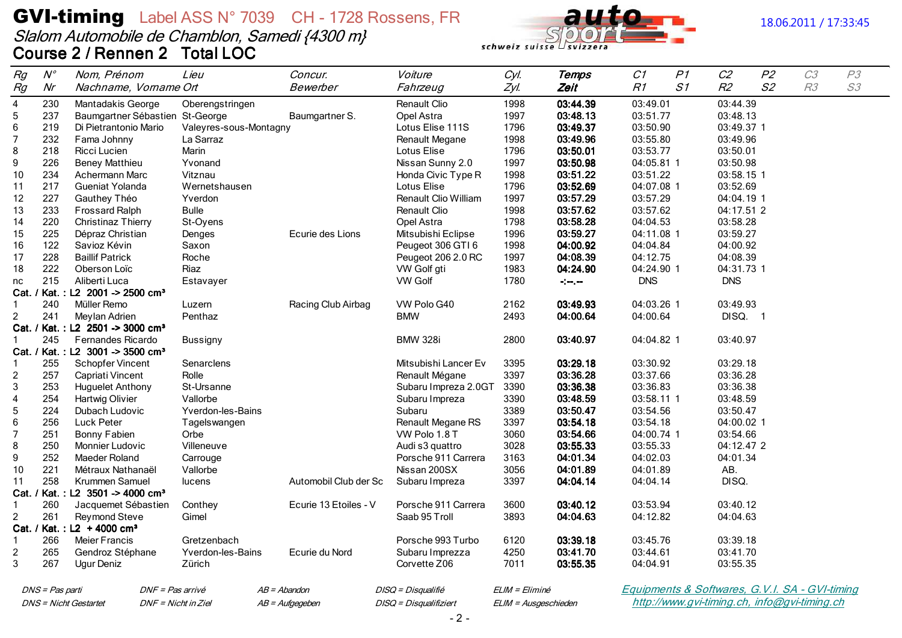# GVI-timing Label ASS N° 7039 CH - 1728 Rossens, FR

18.06.2011 / 17:33:45

*Slalom Automobile de Chamblon, Samedi {4300 m}*

**Course 2 / Rennen 2 Total LOC**

| Rg<br>Rg | N°<br>Nr | Nom, Prénom<br>Nachname, Vorname | Lieu<br>Ort | Concur.<br>Bewerber | Voiture<br>Fahrzeug | Cyl.<br>Zyl. | Temps<br>Zeit | C1<br>R1 | P1<br>S1 | C2<br>R2 | P2<br>S2 | C3<br>R3 | P3<br>S3 |
|---|---|---|---|---|---|---|---|---|---|---|---|---|---|
| 4 | 230 | Mantadakis George | Oberengstringen | | Renault Clio | 1998 | **03:44.39** | 03:49.01 | | 03:44.39 | | | |
| 5 | 237 | Baumgartner Sébastien | St-George | Baumgartner S. | Opel Astra | 1997 | **03:48.13** | 03:51.77 | | 03:48.13 | | | |
| 6 | 219 | Di Pietrantonio Mario | Valeyres-sous-Montagny | | Lotus Elise 111S | 1796 | **03:49.37** | 03:50.90 | | 03:49.37 | 1 | | |
| 7 | 232 | Fama Johnny | La Sarraz | | Renault Megane | 1998 | **03:49.96** | 03:55.80 | | 03:49.96 | | | |
| 8 | 218 | Ricci Lucien | Marin | | Lotus Elise | 1796 | **03:50.01** | 03:53.77 | | 03:50.01 | | | |
| 9 | 226 | Beney Matthieu | Yvonand | | Nissan Sunny 2.0 | 1997 | **03:50.98** | 04:05.81 | 1 | 03:50.98 | | | |
| 10 | 234 | Achermann Marc | Vitznau | | Honda Civic Type R | 1998 | **03:51.22** | 03:51.22 | | 03:58.15 | 1 | | |
| 11 | 217 | Gueniat Yolanda | Wernetshausen | | Lotus Elise | 1796 | **03:52.69** | 04:07.08 | 1 | 03:52.69 | | | |
| 12 | 227 | Gauthey Théo | Yverdon | | Renault Clio William | 1997 | **03:57.29** | 03:57.29 | | 04:04.19 | 1 | | |
| 13 | 233 | Frossard Ralph | Bulle | | Renault Clio | 1998 | **03:57.62** | 03:57.62 | | 04:17.51 | 2 | | |
| 14 | 220 | Christinaz Thierry | St-Oyens | | Opel Astra | 1798 | **03:58.28** | 04:04.53 | | 03:58.28 | | | |
| 15 | 225 | Dépraz Christian | Denges | Ecurie des Lions | Mitsubishi Eclipse | 1996 | **03:59.27** | 04:11.08 | 1 | 03:59.27 | | | |
| 16 | 122 | Savioz Kévin | Saxon | | Peugeot 306 GTI 6 | 1998 | **04:00.92** | 04:04.84 | | 04:00.92 | | | |
| 17 | 228 | Baillif Patrick | Roche | | Peugeot 206 2.0 RC | 1997 | **04:08.39** | 04:12.75 | | 04:08.39 | | | |
| 18 | 222 | Oberson Loïc | Riaz | | VW Golf gti | 1983 | **04:24.90** | 04:24.90 | 1 | 04:31.73 | 1 | | |
| nc | 215 | Aliberti Luca | Estavayer | | VW Golf | 1780 | **-:--.--** | DNS | | DNS | | | |
| **Cat. / Kat. : L2 2001 -> 2500 cm³** | | | | | | | | | | | | | |
| 1 | 240 | Müller Remo | Luzern | Racing Club Airbag | VW Polo G40 | 2162 | **03:49.93** | 04:03.26 | 1 | 03:49.93 | | | |
| 2 | 241 | Meylan Adrien | Penthaz | | BMW | 2493 | **04:00.64** | 04:00.64 | | DISQ. | 1 | | |
| **Cat. / Kat. : L2 2501 -> 3000 cm³** | | | | | | | | | | | | | |
| 1 | 245 | Fernandes Ricardo | Bussigny | | BMW 328i | 2800 | **03:40.97** | 04:04.82 | 1 | 03:40.97 | | | |
| **Cat. / Kat. : L2 3001 -> 3500 cm³** | | | | | | | | | | | | | |
| 1 | 255 | Schopfer Vincent | Senarclens | | Mitsubishi Lancer Ev | 3395 | **03:29.18** | 03:30.92 | | 03:29.18 | | | |
| 2 | 257 | Capriati Vincent | Rolle | | Renault Mégane | 3397 | **03:36.28** | 03:37.66 | | 03:36.28 | | | |
| 3 | 253 | Huguelet Anthony | St-Ursanne | | Subaru Impreza 2.0GT | 3390 | **03:36.38** | 03:36.83 | | 03:36.38 | | | |
| 4 | 254 | Hartwig Olivier | Vallorbe | | Subaru Impreza | 3390 | **03:48.59** | 03:58.11 | 1 | 03:48.59 | | | |
| 5 | 224 | Dubach Ludovic | Yverdon-les-Bains | | Subaru | 3389 | **03:50.47** | 03:54.56 | | 03:50.47 | | | |
| 6 | 256 | Luck Peter | Tagelswangen | | Renault Megane RS | 3397 | **03:54.18** | 03:54.18 | | 04:00.02 | 1 | | |
| 7 | 251 | Bonny Fabien | Orbe | | VW Polo 1.8 T | 3060 | **03:54.66** | 04:00.74 | 1 | 03:54.66 | | | |
| 8 | 250 | Monnier Ludovic | Villeneuve | | Audi s3 quattro | 3028 | **03:55.33** | 03:55.33 | | 04:12.47 | 2 | | |
| 9 | 252 | Maeder Roland | Carrouge | | Porsche 911 Carrera | 3163 | **04:01.34** | 04:02.03 | | 04:01.34 | | | |
| 10 | 221 | Métraux Nathanaël | Vallorbe | | Nissan 200SX | 3056 | **04:01.89** | 04:01.89 | | AB. | | | |
| 11 | 258 | Krummen Samuel | lucens | Automobil Club der Sc | Subaru Impreza | 3397 | **04:04.14** | 04:04.14 | | DISQ. | | | |
| **Cat. / Kat. : L2 3501 -> 4000 cm³** | | | | | | | | | | | | | |
| 1 | 260 | Jacquemet Sébastien | Conthey | Ecurie 13 Etoiles - V | Porsche 911 Carrera | 3600 | **03:40.12** | 03:53.94 | | 03:40.12 | | | |
| 2 | 261 | Reymond Steve | Gimel | | Saab 95 Troll | 3893 | **04:04.63** | 04:12.82 | | 04:04.63 | | | |
| **Cat. / Kat. : L2 + 4000 cm³** | | | | | | | | | | | | | |
| 1 | 266 | Meier Francis | Gretzenbach | | Porsche 993 Turbo | 6120 | **03:39.18** | 03:45.76 | | 03:39.18 | | | |
| 2 | 265 | Gendroz Stéphane | Yverdon-les-Bains | Ecurie du Nord | Subaru Imprezza | 4250 | **03:41.70** | 03:44.61 | | 03:41.70 | | | |
| 3 | 267 | Ugur Deniz | Zürich | | Corvette Z06 | 7011 | **03:55.35** | 04:04.91 | | 03:55.35 | | | |

*DNS = Pas parti* / *DNS = Nicht Gestartet* — *DNF = Pas arrivé* / *DNF = Nicht in Ziel* — *AB = Abandon* / *AB = Aufgegeben* — *DISQ = Disqualifié* / *DISQ = Disqualifiziert* — *ELIM = Eliminé* / *ELIM = Ausgeschieden*

Equipments & Softwares, G.V.I. SA - GVI-timing
http://www.gvi-timing.ch, info@gvi-timing.ch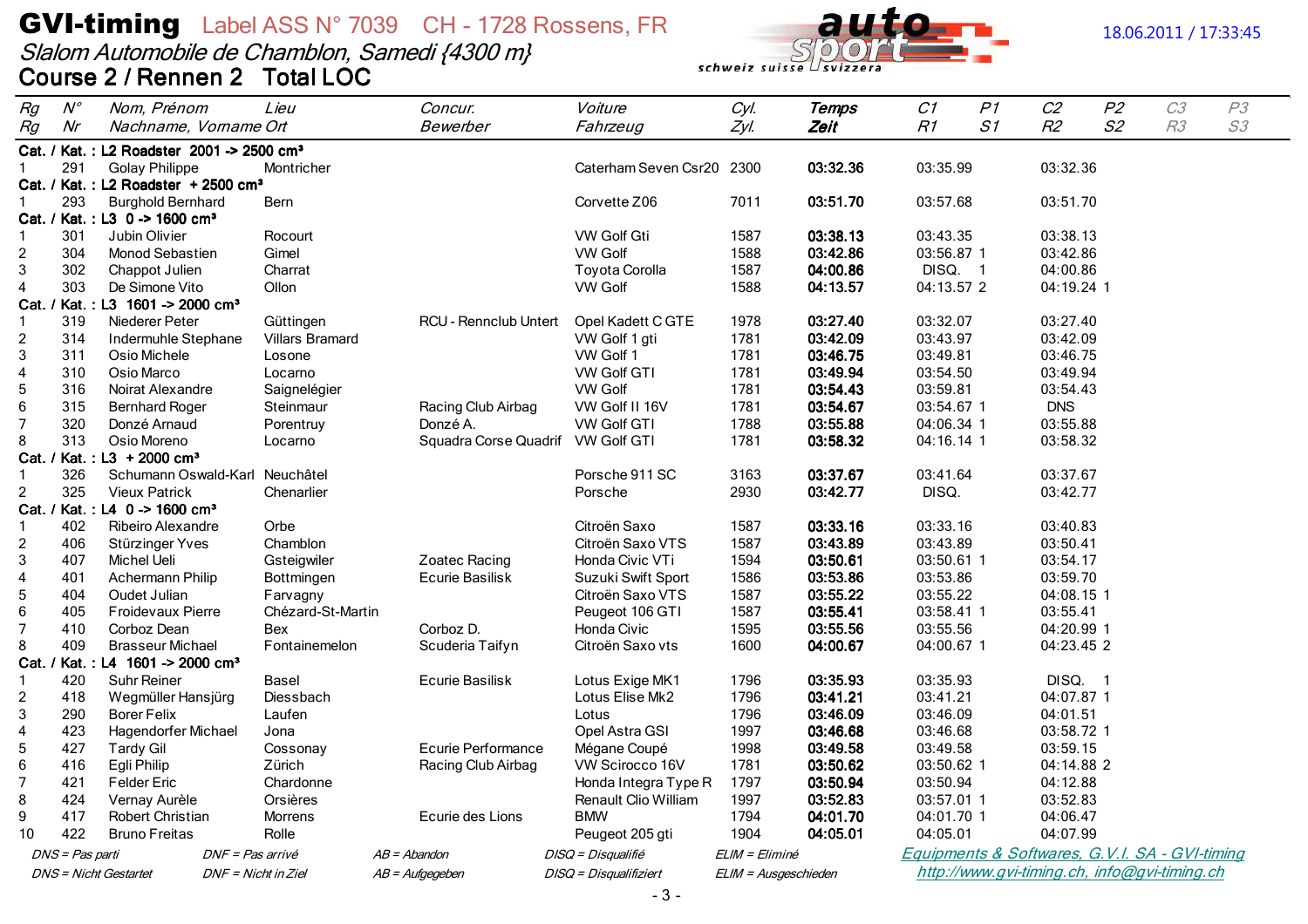# GVI-timing Label ASS N° 7039 CH - 1728 Rossens, FR

*Slalom Automobile de Chamblon, Samedi {4300 m}*

**Course 2 / Rennen 2 Total LOC**

18.06.2011 / 17:33:45

| Rg<br>Rg | N°<br>Nr | Nom, Prénom<br>Nachname, Vorname | Lieu<br>Ort | Concur.<br>Bewerber | Voiture<br>Fahrzeug | Cyl.<br>Zyl. | Temps<br>Zeit | C1<br>R1 | P1<br>S1 | C2<br>R2 | P2<br>S2 | C3<br>R3 | P3<br>S3 |
|---|---|---|---|---|---|---|---|---|---|---|---|---|---|
| **Cat. / Kat. : L2 Roadster 2001 -> 2500 cm³** | | | | | | | | | | | | | |
| 1 | 291 | Golay Philippe | Montricher | | Caterham Seven Csr20 | 2300 | **03:32.36** | 03:35.99 | | 03:32.36 | | | |
| **Cat. / Kat. : L2 Roadster + 2500 cm³** | | | | | | | | | | | | | |
| 1 | 293 | Burghold Bernhard | Bern | | Corvette Z06 | 7011 | **03:51.70** | 03:57.68 | | 03:51.70 | | | |
| **Cat. / Kat. : L3 0 -> 1600 cm³** | | | | | | | | | | | | | |
| 1 | 301 | Jubin Olivier | Rocourt | | VW Golf Gti | 1587 | **03:38.13** | 03:43.35 | | 03:38.13 | | | |
| 2 | 304 | Monod Sebastien | Gimel | | VW Golf | 1588 | **03:42.86** | 03:56.87 | 1 | 03:42.86 | | | |
| 3 | 302 | Chappot Julien | Charrat | | Toyota Corolla | 1587 | **04:00.86** | DISQ. | 1 | 04:00.86 | | | |
| 4 | 303 | De Simone Vito | Ollon | | VW Golf | 1588 | **04:13.57** | 04:13.57 | 2 | 04:19.24 | 1 | | |
| **Cat. / Kat. : L3 1601 -> 2000 cm³** | | | | | | | | | | | | | |
| 1 | 319 | Niederer Peter | Güttingen | RCU - Rennclub Untert | Opel Kadett C GTE | 1978 | **03:27.40** | 03:32.07 | | 03:27.40 | | | |
| 2 | 314 | Indermuhle Stephane | Villars Bramard | | VW Golf 1 gti | 1781 | **03:42.09** | 03:43.97 | | 03:42.09 | | | |
| 3 | 311 | Osio Michele | Losone | | VW Golf 1 | 1781 | **03:46.75** | 03:49.81 | | 03:46.75 | | | |
| 4 | 310 | Osio Marco | Locarno | | VW Golf GTI | 1781 | **03:49.94** | 03:54.50 | | 03:49.94 | | | |
| 5 | 316 | Noirat Alexandre | Saignelégier | | VW Golf | 1781 | **03:54.43** | 03:59.81 | | 03:54.43 | | | |
| 6 | 315 | Bernhard Roger | Steinmaur | Racing Club Airbag | VW Golf II 16V | 1781 | **03:54.67** | 03:54.67 | 1 | DNS | | | |
| 7 | 320 | Donzé Arnaud | Porentruy | Donzé A. | VW Golf GTI | 1788 | **03:55.88** | 04:06.34 | 1 | 03:55.88 | | | |
| 8 | 313 | Osio Moreno | Locarno | Squadra Corse Quadrif | VW Golf GTI | 1781 | **03:58.32** | 04:16.14 | 1 | 03:58.32 | | | |
| **Cat. / Kat. : L3 + 2000 cm³** | | | | | | | | | | | | | |
| 1 | 326 | Schumann Oswald-Karl | Neuchâtel | | Porsche 911 SC | 3163 | **03:37.67** | 03:41.64 | | 03:37.67 | | | |
| 2 | 325 | Vieux Patrick | Chenarlier | | Porsche | 2930 | **03:42.77** | DISQ. | | 03:42.77 | | | |
| **Cat. / Kat. : L4 0 -> 1600 cm³** | | | | | | | | | | | | | |
| 1 | 402 | Ribeiro Alexandre | Orbe | | Citroën Saxo | 1587 | **03:33.16** | 03:33.16 | | 03:40.83 | | | |
| 2 | 406 | Stürzinger Yves | Chamblon | | Citroën Saxo VTS | 1587 | **03:43.89** | 03:43.89 | | 03:50.41 | | | |
| 3 | 407 | Michel Ueli | Gsteigwiler | Zoatec Racing | Honda Civic VTi | 1594 | **03:50.61** | 03:50.61 | 1 | 03:54.17 | | | |
| 4 | 401 | Achermann Philip | Bottmingen | Ecurie Basilisk | Suzuki Swift Sport | 1586 | **03:53.86** | 03:53.86 | | 03:59.70 | | | |
| 5 | 404 | Oudet Julian | Farvagny | | Citroën Saxo VTS | 1587 | **03:55.22** | 03:55.22 | | 04:08.15 | 1 | | |
| 6 | 405 | Froidevaux Pierre | Chézard-St-Martin | | Peugeot 106 GTI | 1587 | **03:55.41** | 03:58.41 | 1 | 03:55.41 | | | |
| 7 | 410 | Corboz Dean | Bex | Corboz D. | Honda Civic | 1595 | **03:55.56** | 03:55.56 | | 04:20.99 | 1 | | |
| 8 | 409 | Brasseur Michael | Fontainemelon | Scuderia Taifyn | Citroën Saxo vts | 1600 | **04:00.67** | 04:00.67 | 1 | 04:23.45 | 2 | | |
| **Cat. / Kat. : L4 1601 -> 2000 cm³** | | | | | | | | | | | | | |
| 1 | 420 | Suhr Reiner | Basel | Ecurie Basilisk | Lotus Exige MK1 | 1796 | **03:35.93** | 03:35.93 | | DISQ. | 1 | | |
| 2 | 418 | Wegmüller Hansjürg | Diessbach | | Lotus Elise Mk2 | 1796 | **03:41.21** | 03:41.21 | | 04:07.87 | 1 | | |
| 3 | 290 | Borer Felix | Laufen | | Lotus | 1796 | **03:46.09** | 03:46.09 | | 04:01.51 | | | |
| 4 | 423 | Hagendorfer Michael | Jona | | Opel Astra GSI | 1997 | **03:46.68** | 03:46.68 | | 03:58.72 | 1 | | |
| 5 | 427 | Tardy Gil | Cossonay | Ecurie Performance | Mégane Coupé | 1998 | **03:49.58** | 03:49.58 | | 03:59.15 | | | |
| 6 | 416 | Egli Philip | Zürich | Racing Club Airbag | VW Scirocco 16V | 1781 | **03:50.62** | 03:50.62 | 1 | 04:14.88 | 2 | | |
| 7 | 421 | Felder Eric | Chardonne | | Honda Integra Type R | 1797 | **03:50.94** | 03:50.94 | | 04:12.88 | | | |
| 8 | 424 | Vernay Aurèle | Orsières | | Renault Clio William | 1997 | **03:52.83** | 03:57.01 | 1 | 03:52.83 | | | |
| 9 | 417 | Robert Christian | Morrens | Ecurie des Lions | BMW | 1794 | **04:01.70** | 04:01.70 | 1 | 04:06.47 | | | |
| 10 | 422 | Bruno Freitas | Rolle | | Peugeot 205 gti | 1904 | **04:05.01** | 04:05.01 | | 04:07.99 | | | |

*DNS = Pas parti* *DNF = Pas arrivé* *AB = Abandon* *DISQ = Disqualifié* *ELIM = Eliminé*

*DNS = Nicht Gestartet* *DNF = Nicht in Ziel* *AB = Aufgegeben* *DISQ = Disqualifiziert* *ELIM = Ausgeschieden*

*Equipments & Softwares, G.V.I. SA - GVI-timing*
*http://www.gvi-timing.ch, info@gvi-timing.ch*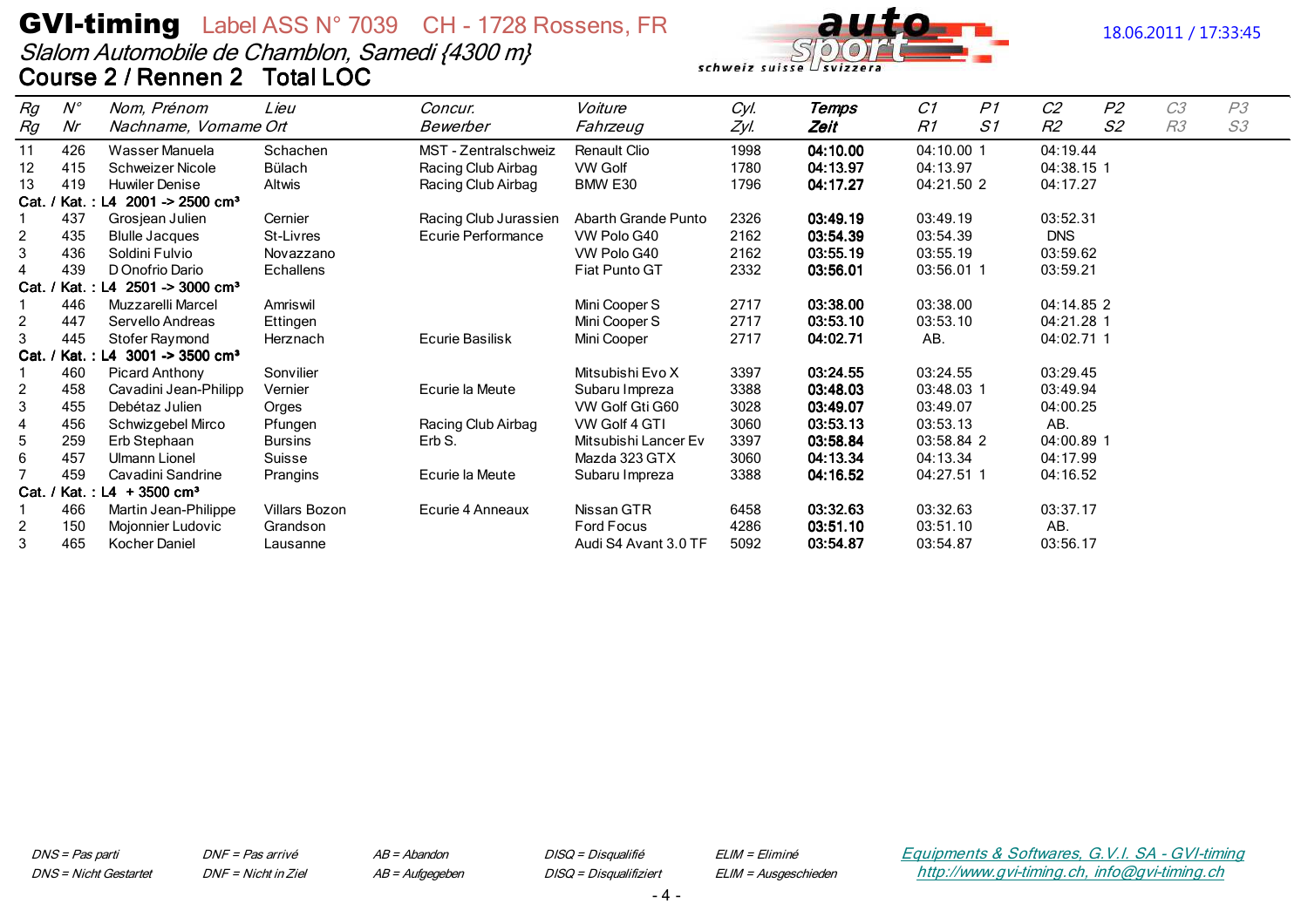# GVI-timing   Label ASS N° 7039   CH - 1728 Rossens, FR

*Slalom Automobile de Chamblon, Samedi {4300 m}*

**Course 2 / Rennen 2   Total LOC**

18.06.2011 / 17:33:45

| Rg / Rg | N° / Nr | Nom, Prénom / Nachname, Vorname | Lieu / Ort | Concur. / Bewerber | Voiture / Fahrzeug | Cyl. / Zyl. | Temps / Zeit | C1 / R1 | P1 / S1 | C2 / R2 | P2 / S2 | C3 / R3 | P3 / S3 |
|---|---|---|---|---|---|---|---|---|---|---|---|---|---|
| 11 | 426 | Wasser Manuela | Schachen | MST - Zentralschweiz | Renault Clio | 1998 | **04:10.00** | 04:10.00 | 1 | 04:19.44 | | | |
| 12 | 415 | Schweizer Nicole | Bülach | Racing Club Airbag | VW Golf | 1780 | **04:13.97** | 04:13.97 | | 04:38.15 | 1 | | |
| 13 | 419 | Huwiler Denise | Altwis | Racing Club Airbag | BMW E30 | 1796 | **04:17.27** | 04:21.50 | 2 | 04:17.27 | | | |
| **Cat. / Kat. : L4 2001 -> 2500 cm³** | | | | | | | | | | | | | |
| 1 | 437 | Grosjean Julien | Cernier | Racing Club Jurassien | Abarth Grande Punto | 2326 | **03:49.19** | 03:49.19 | | 03:52.31 | | | |
| 2 | 435 | Blulle Jacques | St-Livres | Ecurie Performance | VW Polo G40 | 2162 | **03:54.39** | 03:54.39 | | DNS | | | |
| 3 | 436 | Soldini Fulvio | Novazzano | | VW Polo G40 | 2162 | **03:55.19** | 03:55.19 | | 03:59.62 | | | |
| 4 | 439 | D Onofrio Dario | Echallens | | Fiat Punto GT | 2332 | **03:56.01** | 03:56.01 | 1 | 03:59.21 | | | |
| **Cat. / Kat. : L4 2501 -> 3000 cm³** | | | | | | | | | | | | | |
| 1 | 446 | Muzzarelli Marcel | Amriswil | | Mini Cooper S | 2717 | **03:38.00** | 03:38.00 | | 04:14.85 | 2 | | |
| 2 | 447 | Servello Andreas | Ettingen | | Mini Cooper S | 2717 | **03:53.10** | 03:53.10 | | 04:21.28 | 1 | | |
| 3 | 445 | Stofer Raymond | Herznach | Ecurie Basilisk | Mini Cooper | 2717 | **04:02.71** | AB. | | 04:02.71 | 1 | | |
| **Cat. / Kat. : L4 3001 -> 3500 cm³** | | | | | | | | | | | | | |
| 1 | 460 | Picard Anthony | Sonvilier | | Mitsubishi Evo X | 3397 | **03:24.55** | 03:24.55 | | 03:29.45 | | | |
| 2 | 458 | Cavadini Jean-Philipp | Vernier | Ecurie la Meute | Subaru Impreza | 3388 | **03:48.03** | 03:48.03 | 1 | 03:49.94 | | | |
| 3 | 455 | Debétaz Julien | Orges | | VW Golf Gti G60 | 3028 | **03:49.07** | 03:49.07 | | 04:00.25 | | | |
| 4 | 456 | Schwizgebel Mirco | Pfungen | Racing Club Airbag | VW Golf 4 GTI | 3060 | **03:53.13** | 03:53.13 | | AB. | | | |
| 5 | 259 | Erb Stephaan | Bursins | Erb S. | Mitsubishi Lancer Ev | 3397 | **03:58.84** | 03:58.84 | 2 | 04:00.89 | 1 | | |
| 6 | 457 | Ulmann Lionel | Suisse | | Mazda 323 GTX | 3060 | **04:13.34** | 04:13.34 | | 04:17.99 | | | |
| 7 | 459 | Cavadini Sandrine | Prangins | Ecurie la Meute | Subaru Impreza | 3388 | **04:16.52** | 04:27.51 | 1 | 04:16.52 | | | |
| **Cat. / Kat. : L4 + 3500 cm³** | | | | | | | | | | | | | |
| 1 | 466 | Martin Jean-Philippe | Villars Bozon | Ecurie 4 Anneaux | Nissan GTR | 6458 | **03:32.63** | 03:32.63 | | 03:37.17 | | | |
| 2 | 150 | Mojonnier Ludovic | Grandson | | Ford Focus | 4286 | **03:51.10** | 03:51.10 | | AB. | | | |
| 3 | 465 | Kocher Daniel | Lausanne | | Audi S4 Avant 3.0 TF | 5092 | **03:54.87** | 03:54.87 | | 03:56.17 | | | |

*DNS = Pas parti / DNS = Nicht Gestartet*   *DNF = Pas arrivé / DNF = Nicht in Ziel*   *AB = Abandon / AB = Aufgegeben*   *DISQ = Disqualifié / DISQ = Disqualifiziert*   *ELIM = Eliminé / ELIM = Ausgeschieden*

Equipments & Softwares, G.V.I. SA - GVI-timing
http://www.gvi-timing.ch, info@gvi-timing.ch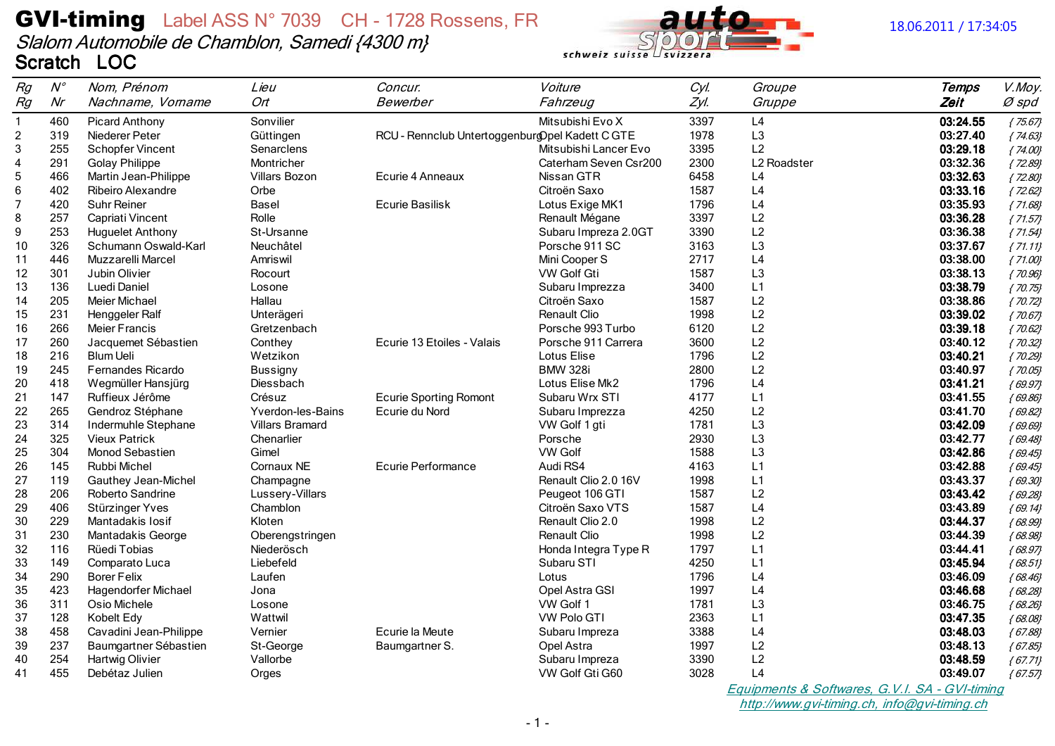# GVI-timing Label ASS N° 7039 CH - 1728 Rossens, FR

*Slalom Automobile de Chamblon, Samedi {4300 m}*

18.06.2011 / 17:34:05

## Scratch LOC

| Rg<br>Rg | N°<br>Nr | Nom, Prénom<br>Nachname, Vorname | Lieu<br>Ort | Concur.<br>Bewerber | Voiture<br>Fahrzeug | Cyl.<br>Zyl. | Groupe<br>Gruppe | Temps<br>Zeit | V.Moy.<br>Ø spd |
|---|---|---|---|---|---|---|---|---|---|
| 1 | 460 | Picard Anthony | Sonvilier | | Mitsubishi Evo X | 3397 | L4 | **03:24.55** | {75.67} |
| 2 | 319 | Niederer Peter | Güttingen | RCU - Rennclub Untertoggenburg | Opel Kadett C GTE | 1978 | L3 | **03:27.40** | {74.63} |
| 3 | 255 | Schopfer Vincent | Senarclens | | Mitsubishi Lancer Evo | 3395 | L2 | **03:29.18** | {74.00} |
| 4 | 291 | Golay Philippe | Montricher | | Caterham Seven Csr200 | 2300 | L2 Roadster | **03:32.36** | {72.89} |
| 5 | 466 | Martin Jean-Philippe | Villars Bozon | Ecurie 4 Anneaux | Nissan GTR | 6458 | L4 | **03:32.63** | {72.80} |
| 6 | 402 | Ribeiro Alexandre | Orbe | | Citroën Saxo | 1587 | L4 | **03:33.16** | {72.62} |
| 7 | 420 | Suhr Reiner | Basel | Ecurie Basilisk | Lotus Exige MK1 | 1796 | L4 | **03:35.93** | {71.68} |
| 8 | 257 | Capriati Vincent | Rolle | | Renault Mégane | 3397 | L2 | **03:36.28** | {71.57} |
| 9 | 253 | Huguelet Anthony | St-Ursanne | | Subaru Impreza 2.0GT | 3390 | L2 | **03:36.38** | {71.54} |
| 10 | 326 | Schumann Oswald-Karl | Neuchâtel | | Porsche 911 SC | 3163 | L3 | **03:37.67** | {71.11} |
| 11 | 446 | Muzzarelli Marcel | Amriswil | | Mini Cooper S | 2717 | L4 | **03:38.00** | {71.00} |
| 12 | 301 | Jubin Olivier | Rocourt | | VW Golf Gti | 1587 | L3 | **03:38.13** | {70.96} |
| 13 | 136 | Luedi Daniel | Losone | | Subaru Imprezza | 3400 | L1 | **03:38.79** | {70.75} |
| 14 | 205 | Meier Michael | Hallau | | Citroën Saxo | 1587 | L2 | **03:38.86** | {70.72} |
| 15 | 231 | Henggeler Ralf | Unterägeri | | Renault Clio | 1998 | L2 | **03:39.02** | {70.67} |
| 16 | 266 | Meier Francis | Gretzenbach | | Porsche 993 Turbo | 6120 | L2 | **03:39.18** | {70.62} |
| 17 | 260 | Jacquemet Sébastien | Conthey | Ecurie 13 Etoiles - Valais | Porsche 911 Carrera | 3600 | L2 | **03:40.12** | {70.32} |
| 18 | 216 | Blum Ueli | Wetzikon | | Lotus Elise | 1796 | L2 | **03:40.21** | {70.29} |
| 19 | 245 | Fernandes Ricardo | Bussigny | | BMW 328i | 2800 | L2 | **03:40.97** | {70.05} |
| 20 | 418 | Wegmüller Hansjürg | Diessbach | | Lotus Elise Mk2 | 1796 | L4 | **03:41.21** | {69.97} |
| 21 | 147 | Ruffieux Jérôme | Crésuz | Ecurie Sporting Romont | Subaru Wrx STI | 4177 | L1 | **03:41.55** | {69.86} |
| 22 | 265 | Gendroz Stéphane | Yverdon-les-Bains | Ecurie du Nord | Subaru Imprezza | 4250 | L2 | **03:41.70** | {69.82} |
| 23 | 314 | Indermuhle Stephane | Villars Bramard | | VW Golf 1 gti | 1781 | L3 | **03:42.09** | {69.69} |
| 24 | 325 | Vieux Patrick | Chenarlier | | Porsche | 2930 | L3 | **03:42.77** | {69.48} |
| 25 | 304 | Monod Sebastien | Gimel | | VW Golf | 1588 | L3 | **03:42.86** | {69.45} |
| 26 | 145 | Rubbi Michel | Cornaux NE | Ecurie Performance | Audi RS4 | 4163 | L1 | **03:42.88** | {69.45} |
| 27 | 119 | Gauthey Jean-Michel | Champagne | | Renault Clio 2.0 16V | 1998 | L1 | **03:43.37** | {69.30} |
| 28 | 206 | Roberto Sandrine | Lussery-Villars | | Peugeot 106 GTI | 1587 | L2 | **03:43.42** | {69.28} |
| 29 | 406 | Stürzinger Yves | Chamblon | | Citroën Saxo VTS | 1587 | L4 | **03:43.89** | {69.14} |
| 30 | 229 | Mantadakis Iosif | Kloten | | Renault Clio 2.0 | 1998 | L2 | **03:44.37** | {68.99} |
| 31 | 230 | Mantadakis George | Oberengstringen | | Renault Clio | 1998 | L2 | **03:44.39** | {68.98} |
| 32 | 116 | Rüedi Tobias | Niederösch | | Honda Integra Type R | 1797 | L1 | **03:44.41** | {68.97} |
| 33 | 149 | Comparato Luca | Liebefeld | | Subaru STI | 4250 | L1 | **03:45.94** | {68.51} |
| 34 | 290 | Borer Felix | Laufen | | Lotus | 1796 | L4 | **03:46.09** | {68.46} |
| 35 | 423 | Hagendorfer Michael | Jona | | Opel Astra GSI | 1997 | L4 | **03:46.68** | {68.28} |
| 36 | 311 | Osio Michele | Losone | | VW Golf 1 | 1781 | L3 | **03:46.75** | {68.26} |
| 37 | 128 | Kobelt Edy | Wattwil | | VW Polo GTI | 2363 | L1 | **03:47.35** | {68.08} |
| 38 | 458 | Cavadini Jean-Philippe | Vernier | Ecurie la Meute | Subaru Impreza | 3388 | L4 | **03:48.03** | {67.88} |
| 39 | 237 | Baumgartner Sébastien | St-George | Baumgartner S. | Opel Astra | 1997 | L2 | **03:48.13** | {67.85} |
| 40 | 254 | Hartwig Olivier | Vallorbe | | Subaru Impreza | 3390 | L2 | **03:48.59** | {67.71} |
| 41 | 455 | Debétaz Julien | Orges | | VW Golf Gti G60 | 3028 | L4 | **03:49.07** | {67.57} |

*Equipments & Softwares, G.V.I. SA - GVI-timing*
*http://www.gvi-timing.ch, info@gvi-timing.ch*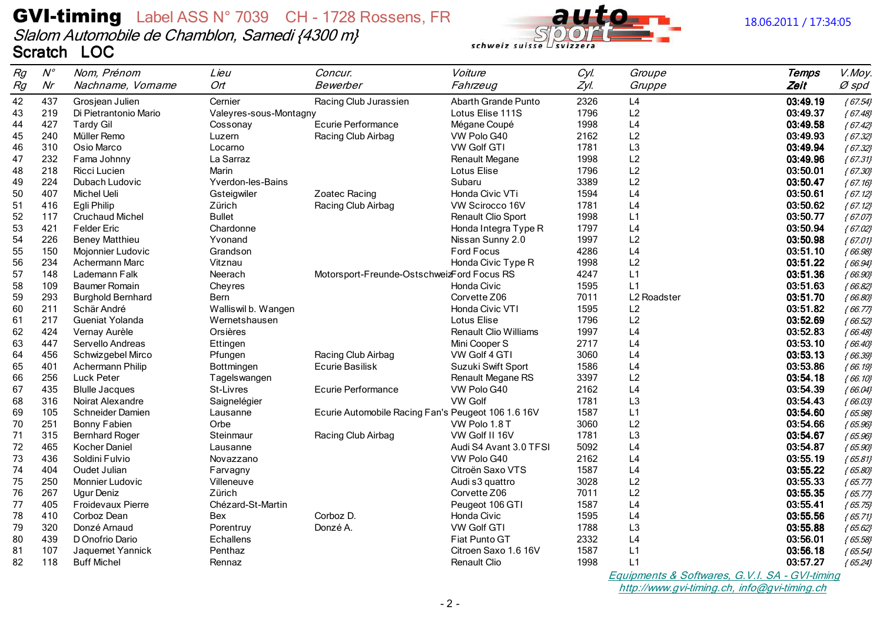# GVI-timing Label ASS N° 7039 CH - 1728 Rossens, FR

18.06.2011 / 17:34:05

*Slalom Automobile de Chamblon, Samedi {4300 m}*

**Scratch LOC**

| Rg<br>Rg | N°<br>Nr | Nom, Prénom<br>Nachname, Vorname | Lieu<br>Ort | Concur.<br>Bewerber | Voiture<br>Fahrzeug | Cyl.<br>Zyl. | Groupe<br>Gruppe | Temps<br>Zeit | V.Moy.<br>Ø spd |
|---|---|---|---|---|---|---|---|---|---|
| 42 | 437 | Grosjean Julien | Cernier | Racing Club Jurassien | Abarth Grande Punto | 2326 | L4 | **03:49.19** | *{67.54}* |
| 43 | 219 | Di Pietrantonio Mario | Valeyres-sous-Montagny | | Lotus Elise 111S | 1796 | L2 | **03:49.37** | *{67.48}* |
| 44 | 427 | Tardy Gil | Cossonay | Ecurie Performance | Mégane Coupé | 1998 | L4 | **03:49.58** | *{67.42}* |
| 45 | 240 | Müller Remo | Luzern | Racing Club Airbag | VW Polo G40 | 2162 | L2 | **03:49.93** | *{67.32}* |
| 46 | 310 | Osio Marco | Locarno | | VW Golf GTI | 1781 | L3 | **03:49.94** | *{67.32}* |
| 47 | 232 | Fama Johnny | La Sarraz | | Renault Megane | 1998 | L2 | **03:49.96** | *{67.31}* |
| 48 | 218 | Ricci Lucien | Marin | | Lotus Elise | 1796 | L2 | **03:50.01** | *{67.30}* |
| 49 | 224 | Dubach Ludovic | Yverdon-les-Bains | | Subaru | 3389 | L2 | **03:50.47** | *{67.16}* |
| 50 | 407 | Michel Ueli | Gsteigwiler | Zoatec Racing | Honda Civic VTi | 1594 | L4 | **03:50.61** | *{67.12}* |
| 51 | 416 | Egli Philip | Zürich | Racing Club Airbag | VW Scirocco 16V | 1781 | L4 | **03:50.62** | *{67.12}* |
| 52 | 117 | Cruchaud Michel | Bullet | | Renault Clio Sport | 1998 | L1 | **03:50.77** | *{67.07}* |
| 53 | 421 | Felder Eric | Chardonne | | Honda Integra Type R | 1797 | L4 | **03:50.94** | *{67.02}* |
| 54 | 226 | Beney Matthieu | Yvonand | | Nissan Sunny 2.0 | 1997 | L2 | **03:50.98** | *{67.01}* |
| 55 | 150 | Mojonnier Ludovic | Grandson | | Ford Focus | 4286 | L4 | **03:51.10** | *{66.98}* |
| 56 | 234 | Achermann Marc | Vitznau | | Honda Civic Type R | 1998 | L2 | **03:51.22** | *{66.94}* |
| 57 | 148 | Lademann Falk | Neerach | Motorsport-Freunde-Ostschweiz | Ford Focus RS | 4247 | L1 | **03:51.36** | *{66.90}* |
| 58 | 109 | Baumer Romain | Cheyres | | Honda Civic | 1595 | L1 | **03:51.63** | *{66.82}* |
| 59 | 293 | Burghold Bernhard | Bern | | Corvette Z06 | 7011 | L2 Roadster | **03:51.70** | *{66.80}* |
| 60 | 211 | Schär André | Walliswil b. Wangen | | Honda Civic VTI | 1595 | L2 | **03:51.82** | *{66.77}* |
| 61 | 217 | Gueniat Yolanda | Wernetshausen | | Lotus Elise | 1796 | L2 | **03:52.69** | *{66.52}* |
| 62 | 424 | Vernay Aurèle | Orsières | | Renault Clio Williams | 1997 | L4 | **03:52.83** | *{66.48}* |
| 63 | 447 | Servello Andreas | Ettingen | | Mini Cooper S | 2717 | L4 | **03:53.10** | *{66.40}* |
| 64 | 456 | Schwizgebel Mirco | Pfungen | Racing Club Airbag | VW Golf 4 GTI | 3060 | L4 | **03:53.13** | *{66.39}* |
| 65 | 401 | Achermann Philip | Bottmingen | Ecurie Basilisk | Suzuki Swift Sport | 1586 | L4 | **03:53.86** | *{66.19}* |
| 66 | 256 | Luck Peter | Tagelswangen | | Renault Megane RS | 3397 | L2 | **03:54.18** | *{66.10}* |
| 67 | 435 | Blulle Jacques | St-Livres | Ecurie Performance | VW Polo G40 | 2162 | L4 | **03:54.39** | *{66.04}* |
| 68 | 316 | Noirat Alexandre | Saignelégier | | VW Golf | 1781 | L3 | **03:54.43** | *{66.03}* |
| 69 | 105 | Schneider Damien | Lausanne | Ecurie Automobile Racing Fan's | Peugeot 106 1.6 16V | 1587 | L1 | **03:54.60** | *{65.98}* |
| 70 | 251 | Bonny Fabien | Orbe | | VW Polo 1.8 T | 3060 | L2 | **03:54.66** | *{65.96}* |
| 71 | 315 | Bernhard Roger | Steinmaur | Racing Club Airbag | VW Golf II 16V | 1781 | L3 | **03:54.67** | *{65.96}* |
| 72 | 465 | Kocher Daniel | Lausanne | | Audi S4 Avant 3.0 TFSI | 5092 | L4 | **03:54.87** | *{65.90}* |
| 73 | 436 | Soldini Fulvio | Novazzano | | VW Polo G40 | 2162 | L4 | **03:55.19** | *{65.81}* |
| 74 | 404 | Oudet Julian | Farvagny | | Citroën Saxo VTS | 1587 | L4 | **03:55.22** | *{65.80}* |
| 75 | 250 | Monnier Ludovic | Villeneuve | | Audi s3 quattro | 3028 | L2 | **03:55.33** | *{65.77}* |
| 76 | 267 | Ugur Deniz | Zürich | | Corvette Z06 | 7011 | L2 | **03:55.35** | *{65.77}* |
| 77 | 405 | Froidevaux Pierre | Chézard-St-Martin | | Peugeot 106 GTI | 1587 | L4 | **03:55.41** | *{65.75}* |
| 78 | 410 | Corboz Dean | Bex | Corboz D. | Honda Civic | 1595 | L4 | **03:55.56** | *{65.71}* |
| 79 | 320 | Donzé Arnaud | Porentruy | Donzé A. | VW Golf GTI | 1788 | L3 | **03:55.88** | *{65.62}* |
| 80 | 439 | D Onofrio Dario | Echallens | | Fiat Punto GT | 2332 | L4 | **03:56.01** | *{65.58}* |
| 81 | 107 | Jaquemet Yannick | Penthaz | | Citroen Saxo 1.6 16V | 1587 | L1 | **03:56.18** | *{65.54}* |
| 82 | 118 | Buff Michel | Rennaz | | Renault Clio | 1998 | L1 | **03:57.27** | *{65.24}* |

*Equipments & Softwares, G.V.I. SA - GVI-timing*
*http://www.gvi-timing.ch, info@gvi-timing.ch*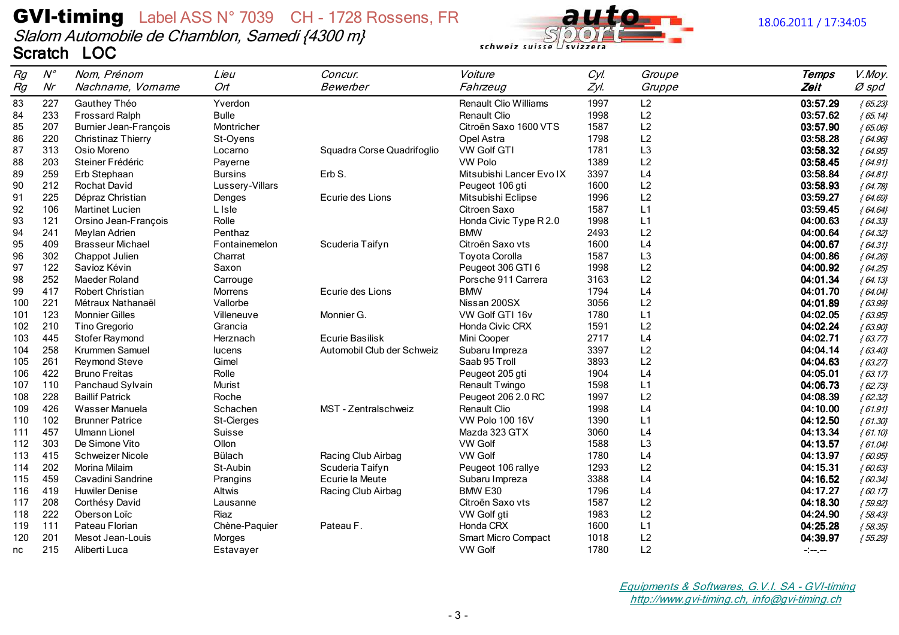# GVI-timing Label ASS N° 7039 CH - 1728 Rossens, FR

*Slalom Automobile de Chamblon, Samedi {4300 m}*

**Scratch LOC**

18.06.2011 / 17:34:05

| *Rg* *Rg* | *N°* *Nr* | *Nom, Prénom* *Nachname, Vorname* | *Lieu* *Ort* | *Concur.* *Bewerber* | *Voiture* *Fahrzeug* | *Cyl.* *Zyl.* | *Groupe* *Gruppe* | ***Temps*** ***Zeit*** | *V.Moy.* *Ø spd* |
|---|---|---|---|---|---|---|---|---|---|
| 83 | 227 | Gauthey Théo | Yverdon | | Renault Clio Williams | 1997 | L2 | **03:57.29** | *{ 65.23}* |
| 84 | 233 | Frossard Ralph | Bulle | | Renault Clio | 1998 | L2 | **03:57.62** | *{ 65.14}* |
| 85 | 207 | Burnier Jean-François | Montricher | | Citroën Saxo 1600 VTS | 1587 | L2 | **03:57.90** | *{ 65.06}* |
| 86 | 220 | Christinaz Thierry | St-Oyens | | Opel Astra | 1798 | L2 | **03:58.28** | *{ 64.96}* |
| 87 | 313 | Osio Moreno | Locarno | Squadra Corse Quadrifoglio | VW Golf GTI | 1781 | L3 | **03:58.32** | *{ 64.95}* |
| 88 | 203 | Steiner Frédéric | Payerne | | VW Polo | 1389 | L2 | **03:58.45** | *{ 64.91}* |
| 89 | 259 | Erb Stephaan | Bursins | Erb S. | Mitsubishi Lancer Evo IX | 3397 | L4 | **03:58.84** | *{ 64.81}* |
| 90 | 212 | Rochat David | Lussery-Villars | | Peugeot 106 gti | 1600 | L2 | **03:58.93** | *{ 64.78}* |
| 91 | 225 | Dépraz Christian | Denges | Ecurie des Lions | Mitsubishi Eclipse | 1996 | L2 | **03:59.27** | *{ 64.69}* |
| 92 | 106 | Martinet Lucien | L Isle | | Citroen Saxo | 1587 | L1 | **03:59.45** | *{ 64.64}* |
| 93 | 121 | Orsino Jean-François | Rolle | | Honda Civic Type R 2.0 | 1998 | L1 | **04:00.63** | *{ 64.33}* |
| 94 | 241 | Meylan Adrien | Penthaz | | BMW | 2493 | L2 | **04:00.64** | *{ 64.32}* |
| 95 | 409 | Brasseur Michael | Fontainemelon | Scuderia Taifyn | Citroën Saxo vts | 1600 | L4 | **04:00.67** | *{ 64.31}* |
| 96 | 302 | Chappot Julien | Charrat | | Toyota Corolla | 1587 | L3 | **04:00.86** | *{ 64.26}* |
| 97 | 122 | Savioz Kévin | Saxon | | Peugeot 306 GTI 6 | 1998 | L2 | **04:00.92** | *{ 64.25}* |
| 98 | 252 | Maeder Roland | Carrouge | | Porsche 911 Carrera | 3163 | L2 | **04:01.34** | *{ 64.13}* |
| 99 | 417 | Robert Christian | Morrens | Ecurie des Lions | BMW | 1794 | L4 | **04:01.70** | *{ 64.04}* |
| 100 | 221 | Métraux Nathanaël | Vallorbe | | Nissan 200SX | 3056 | L2 | **04:01.89** | *{ 63.99}* |
| 101 | 123 | Monnier Gilles | Villeneuve | Monnier G. | VW Golf GTI 16v | 1780 | L1 | **04:02.05** | *{ 63.95}* |
| 102 | 210 | Tino Gregorio | Grancia | | Honda Civic CRX | 1591 | L2 | **04:02.24** | *{ 63.90}* |
| 103 | 445 | Stofer Raymond | Herznach | Ecurie Basilisk | Mini Cooper | 2717 | L4 | **04:02.71** | *{ 63.77}* |
| 104 | 258 | Krummen Samuel | lucens | Automobil Club der Schweiz | Subaru Impreza | 3397 | L2 | **04:04.14** | *{ 63.40}* |
| 105 | 261 | Reymond Steve | Gimel | | Saab 95 Troll | 3893 | L2 | **04:04.63** | *{ 63.27}* |
| 106 | 422 | Bruno Freitas | Rolle | | Peugeot 205 gti | 1904 | L4 | **04:05.01** | *{ 63.17}* |
| 107 | 110 | Panchaud Sylvain | Murist | | Renault Twingo | 1598 | L1 | **04:06.73** | *{ 62.73}* |
| 108 | 228 | Baillif Patrick | Roche | | Peugeot 206 2.0 RC | 1997 | L2 | **04:08.39** | *{ 62.32}* |
| 109 | 426 | Wasser Manuela | Schachen | MST - Zentralschweiz | Renault Clio | 1998 | L4 | **04:10.00** | *{ 61.91}* |
| 110 | 102 | Brunner Patrice | St-Cierges | | VW Polo 100 16V | 1390 | L1 | **04:12.50** | *{ 61.30}* |
| 111 | 457 | Ulmann Lionel | Suisse | | Mazda 323 GTX | 3060 | L4 | **04:13.34** | *{ 61.10}* |
| 112 | 303 | De Simone Vito | Ollon | | VW Golf | 1588 | L3 | **04:13.57** | *{ 61.04}* |
| 113 | 415 | Schweizer Nicole | Bülach | Racing Club Airbag | VW Golf | 1780 | L4 | **04:13.97** | *{ 60.95}* |
| 114 | 202 | Morina Milaim | St-Aubin | Scuderia Taifyn | Peugeot 106 rallye | 1293 | L2 | **04:15.31** | *{ 60.63}* |
| 115 | 459 | Cavadini Sandrine | Prangins | Ecurie la Meute | Subaru Impreza | 3388 | L4 | **04:16.52** | *{ 60.34}* |
| 116 | 419 | Huwiler Denise | Altwis | Racing Club Airbag | BMW E30 | 1796 | L4 | **04:17.27** | *{ 60.17}* |
| 117 | 208 | Corthésy David | Lausanne | | Citroën Saxo vts | 1587 | L2 | **04:18.30** | *{ 59.92}* |
| 118 | 222 | Oberson Loïc | Riaz | | VW Golf gti | 1983 | L2 | **04:24.90** | *{ 58.43}* |
| 119 | 111 | Pateau Florian | Chène-Paquier | Pateau F. | Honda CRX | 1600 | L1 | **04:25.28** | *{ 58.35}* |
| 120 | 201 | Mesot Jean-Louis | Morges | | Smart Micro Compact | 1018 | L2 | **04:39.97** | *{ 55.29}* |
| nc | 215 | Aliberti Luca | Estavayer | | VW Golf | 1780 | L2 | -:--.-- | |

*Equipments & Softwares, G.V.I. SA - GVI-timing*
*http://www.gvi-timing.ch, info@gvi-timing.ch*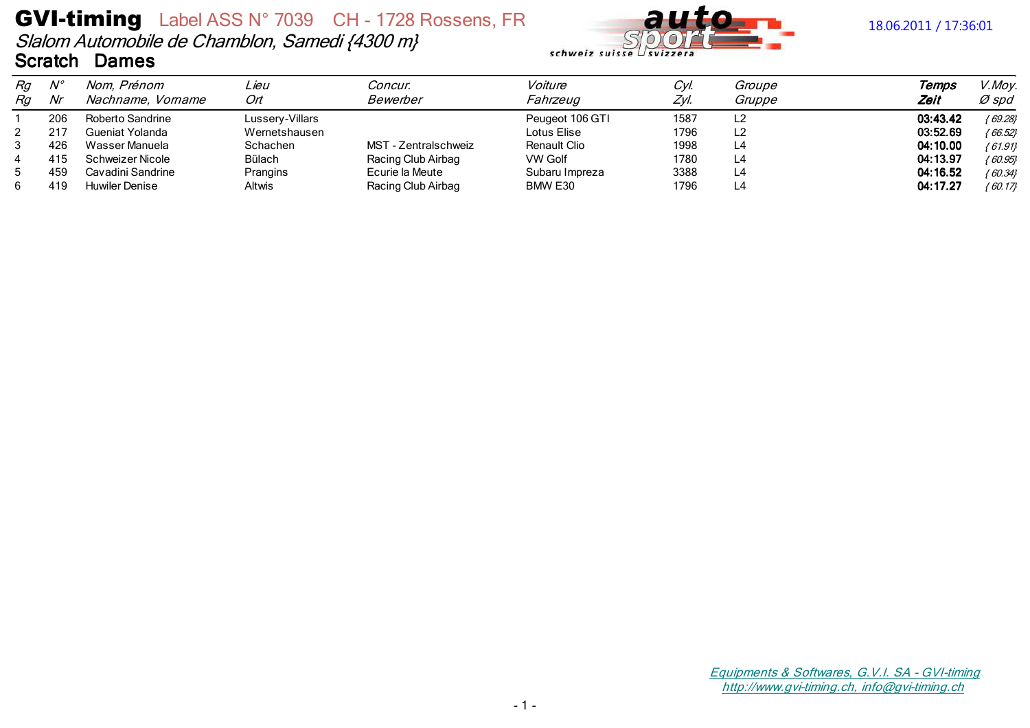# GVI-timing Label ASS N° 7039 CH - 1728 Rossens, FR

*Slalom Automobile de Chamblon, Samedi {4300 m}*

18.06.2011 / 17:36:01

## Scratch Dames

| *Rg* *Rg* | *N°* *Nr* | *Nom, Prénom* *Nachname, Vorname* | *Lieu* *Ort* | *Concur.* *Bewerber* | *Voiture* *Fahrzeug* | *Cyl.* *Zyl.* | *Groupe* *Gruppe* | ***Temps*** ***Zeit*** | *V.Moy.* *Ø spd* |
|---|---|---|---|---|---|---|---|---|---|
| 1 | 206 | Roberto Sandrine | Lussery-Villars | | Peugeot 106 GTI | 1587 | L2 | **03:43.42** | *{ 69.28}* |
| 2 | 217 | Gueniat Yolanda | Wernetshausen | | Lotus Elise | 1796 | L2 | **03:52.69** | *{ 66.52}* |
| 3 | 426 | Wasser Manuela | Schachen | MST - Zentralschweiz | Renault Clio | 1998 | L4 | **04:10.00** | *{ 61.91}* |
| 4 | 415 | Schweizer Nicole | Bülach | Racing Club Airbag | VW Golf | 1780 | L4 | **04:13.97** | *{ 60.95}* |
| 5 | 459 | Cavadini Sandrine | Prangins | Ecurie la Meute | Subaru Impreza | 3388 | L4 | **04:16.52** | *{ 60.34}* |
| 6 | 419 | Huwiler Denise | Altwis | Racing Club Airbag | BMW E30 | 1796 | L4 | **04:17.27** | *{ 60.17}* |

*Equipments & Softwares, G.V.I. SA - GVI-timing*
*http://www.gvi-timing.ch, info@gvi-timing.ch*